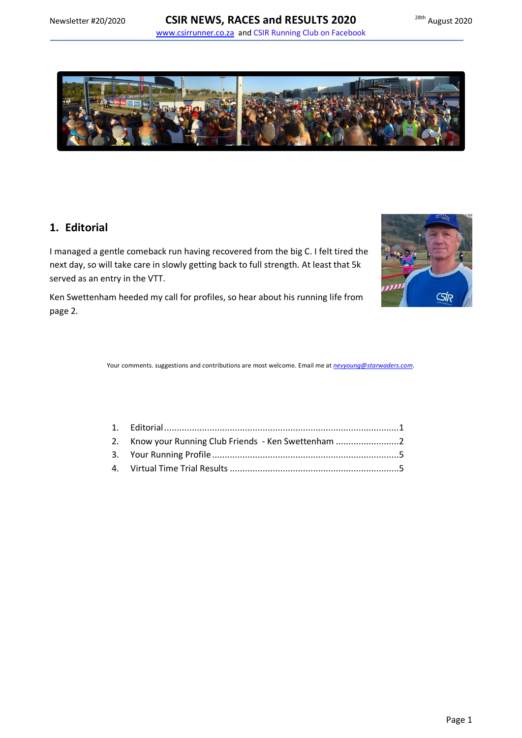# 1. Editorial

I managed a gentle comeback run having recovered from the big C. I felt tired the next day, so will take care in slowly getting back to full strength. At least that 5k served as an entry in the VTT.

Ken Swettenham heeded my call for profiles, so hear about his running life from page 2.

Your comments. suggestions and contributions are most welcome. Email me at *nevyoung@starwaders.com*.

1. Editorial ............................................................................................1
2. Know your Running Club Friends - Ken Swettenham .........................2
3. Your Running Profile ..........................................................................5
4. Virtual Time Trial Results ...................................................................5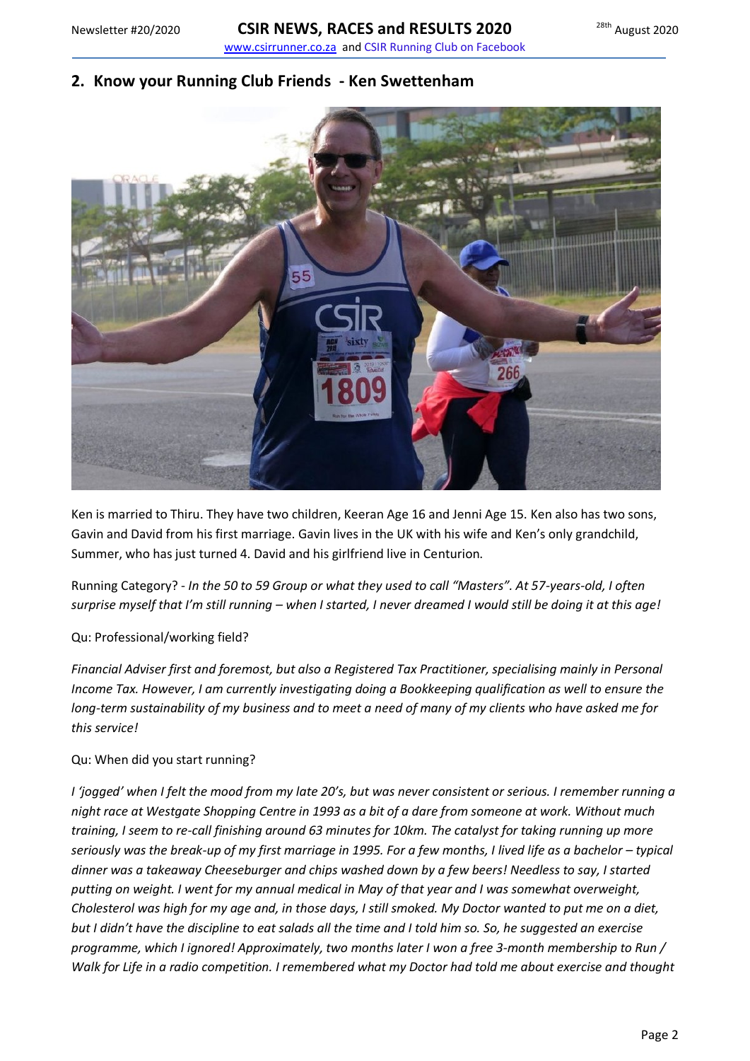## 2. Know your Running Club Friends - Ken Swettenham

Ken is married to Thiru. They have two children, Keeran Age 16 and Jenni Age 15. Ken also has two sons, Gavin and David from his first marriage. Gavin lives in the UK with his wife and Ken's only grandchild, Summer, who has just turned 4. David and his girlfriend live in Centurion.

Running Category? - *In the 50 to 59 Group or what they used to call "Masters". At 57-years-old, I often surprise myself that I'm still running – when I started, I never dreamed I would still be doing it at this age!*

Qu: Professional/working field?

*Financial Adviser first and foremost, but also a Registered Tax Practitioner, specialising mainly in Personal Income Tax. However, I am currently investigating doing a Bookkeeping qualification as well to ensure the long-term sustainability of my business and to meet a need of many of my clients who have asked me for this service!*

Qu: When did you start running?

*I 'jogged' when I felt the mood from my late 20's, but was never consistent or serious. I remember running a night race at Westgate Shopping Centre in 1993 as a bit of a dare from someone at work. Without much training, I seem to re-call finishing around 63 minutes for 10km. The catalyst for taking running up more seriously was the break-up of my first marriage in 1995. For a few months, I lived life as a bachelor – typical dinner was a takeaway Cheeseburger and chips washed down by a few beers! Needless to say, I started putting on weight. I went for my annual medical in May of that year and I was somewhat overweight, Cholesterol was high for my age and, in those days, I still smoked. My Doctor wanted to put me on a diet, but I didn't have the discipline to eat salads all the time and I told him so. So, he suggested an exercise programme, which I ignored! Approximately, two months later I won a free 3-month membership to Run / Walk for Life in a radio competition. I remembered what my Doctor had told me about exercise and thought*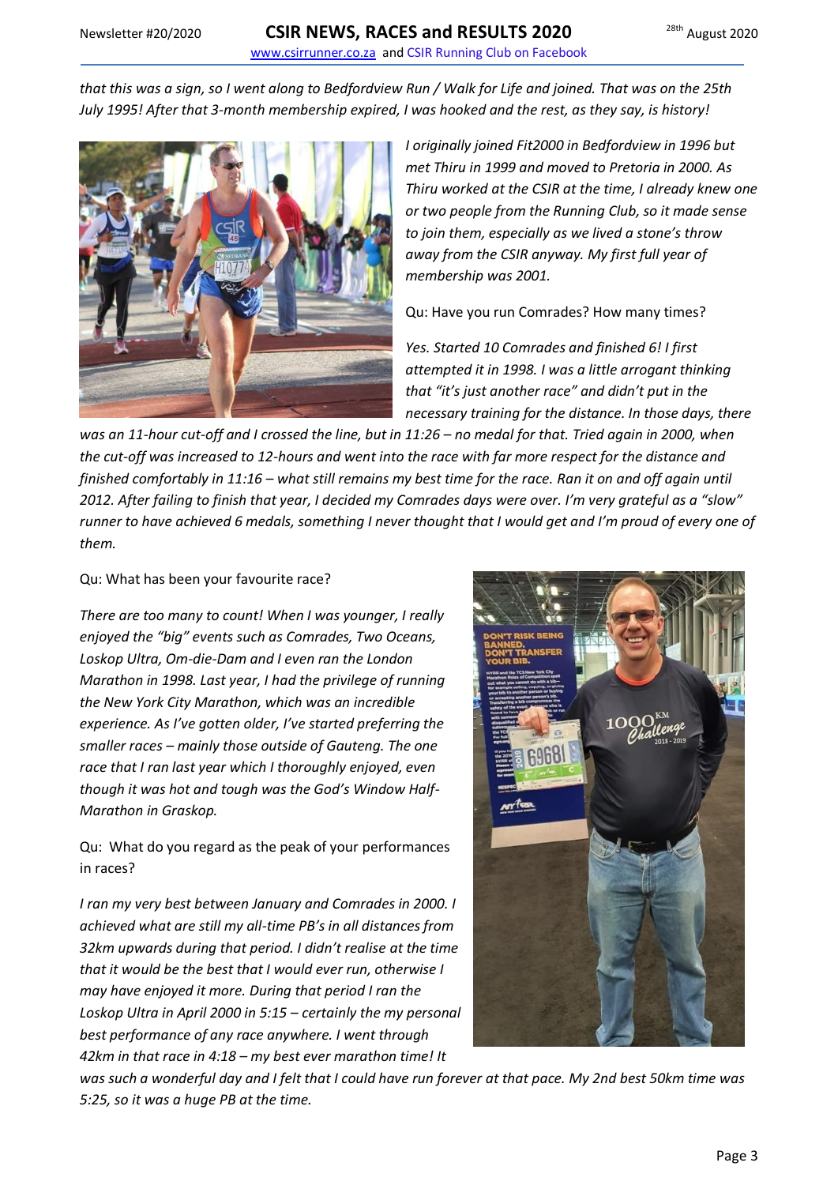*that this was a sign, so I went along to Bedfordview Run / Walk for Life and joined. That was on the 25th July 1995! After that 3-month membership expired, I was hooked and the rest, as they say, is history!*

*I originally joined Fit2000 in Bedfordview in 1996 but met Thiru in 1999 and moved to Pretoria in 2000. As Thiru worked at the CSIR at the time, I already knew one or two people from the Running Club, so it made sense to join them, especially as we lived a stone's throw away from the CSIR anyway. My first full year of membership was 2001.*

Qu: Have you run Comrades? How many times?

*Yes. Started 10 Comrades and finished 6! I first attempted it in 1998. I was a little arrogant thinking that "it's just another race" and didn't put in the necessary training for the distance. In those days, there was an 11-hour cut-off and I crossed the line, but in 11:26 – no medal for that. Tried again in 2000, when the cut-off was increased to 12-hours and went into the race with far more respect for the distance and finished comfortably in 11:16 – what still remains my best time for the race. Ran it on and off again until 2012. After failing to finish that year, I decided my Comrades days were over. I'm very grateful as a "slow" runner to have achieved 6 medals, something I never thought that I would get and I'm proud of every one of them.*

Qu: What has been your favourite race?

*There are too many to count! When I was younger, I really enjoyed the "big" events such as Comrades, Two Oceans, Loskop Ultra, Om-die-Dam and I even ran the London Marathon in 1998. Last year, I had the privilege of running the New York City Marathon, which was an incredible experience. As I've gotten older, I've started preferring the smaller races – mainly those outside of Gauteng. The one race that I ran last year which I thoroughly enjoyed, even though it was hot and tough was the God's Window Half-Marathon in Graskop.*

Qu: What do you regard as the peak of your performances in races?

*I ran my very best between January and Comrades in 2000. I achieved what are still my all-time PB's in all distances from 32km upwards during that period. I didn't realise at the time that it would be the best that I would ever run, otherwise I may have enjoyed it more. During that period I ran the Loskop Ultra in April 2000 in 5:15 – certainly the my personal best performance of any race anywhere. I went through 42km in that race in 4:18 – my best ever marathon time! It was such a wonderful day and I felt that I could have run forever at that pace. My 2nd best 50km time was 5:25, so it was a huge PB at the time.*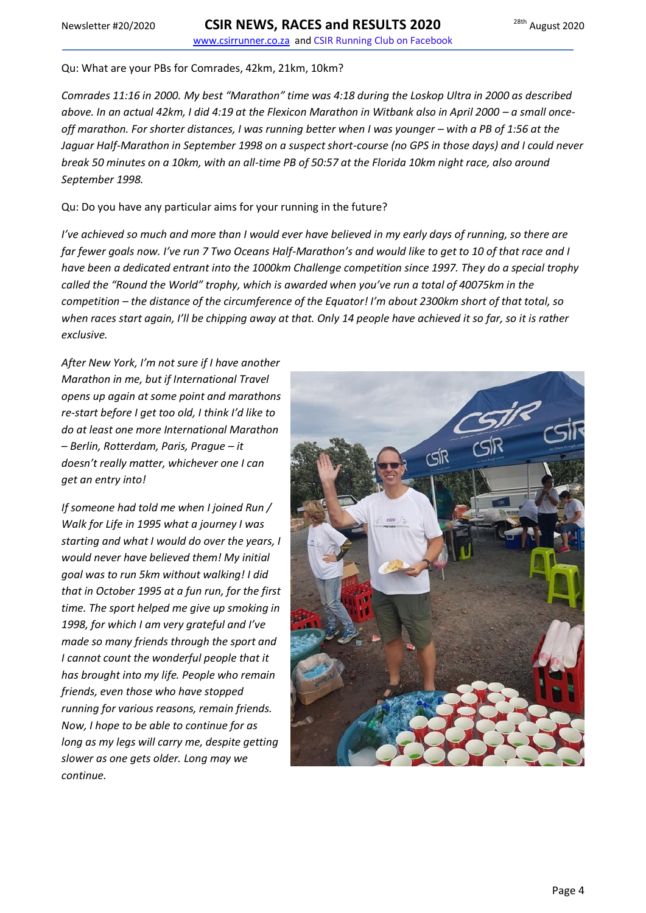Qu: What are your PBs for Comrades, 42km, 21km, 10km?

*Comrades 11:16 in 2000. My best "Marathon" time was 4:18 during the Loskop Ultra in 2000 as described above. In an actual 42km, I did 4:19 at the Flexicon Marathon in Witbank also in April 2000 – a small once-off marathon. For shorter distances, I was running better when I was younger – with a PB of 1:56 at the Jaguar Half-Marathon in September 1998 on a suspect short-course (no GPS in those days) and I could never break 50 minutes on a 10km, with an all-time PB of 50:57 at the Florida 10km night race, also around September 1998.*

Qu: Do you have any particular aims for your running in the future?

*I've achieved so much and more than I would ever have believed in my early days of running, so there are far fewer goals now. I've run 7 Two Oceans Half-Marathon's and would like to get to 10 of that race and I have been a dedicated entrant into the 1000km Challenge competition since 1997. They do a special trophy called the "Round the World" trophy, which is awarded when you've run a total of 40075km in the competition – the distance of the circumference of the Equator! I'm about 2300km short of that total, so when races start again, I'll be chipping away at that. Only 14 people have achieved it so far, so it is rather exclusive.*

*After New York, I'm not sure if I have another Marathon in me, but if International Travel opens up again at some point and marathons re-start before I get too old, I think I'd like to do at least one more International Marathon – Berlin, Rotterdam, Paris, Prague – it doesn't really matter, whichever one I can get an entry into!*

*If someone had told me when I joined Run / Walk for Life in 1995 what a journey I was starting and what I would do over the years, I would never have believed them! My initial goal was to run 5km without walking! I did that in October 1995 at a fun run, for the first time. The sport helped me give up smoking in 1998, for which I am very grateful and I've made so many friends through the sport and I cannot count the wonderful people that it has brought into my life. People who remain friends, even those who have stopped running for various reasons, remain friends. Now, I hope to be able to continue for as long as my legs will carry me, despite getting slower as one gets older. Long may we continue.*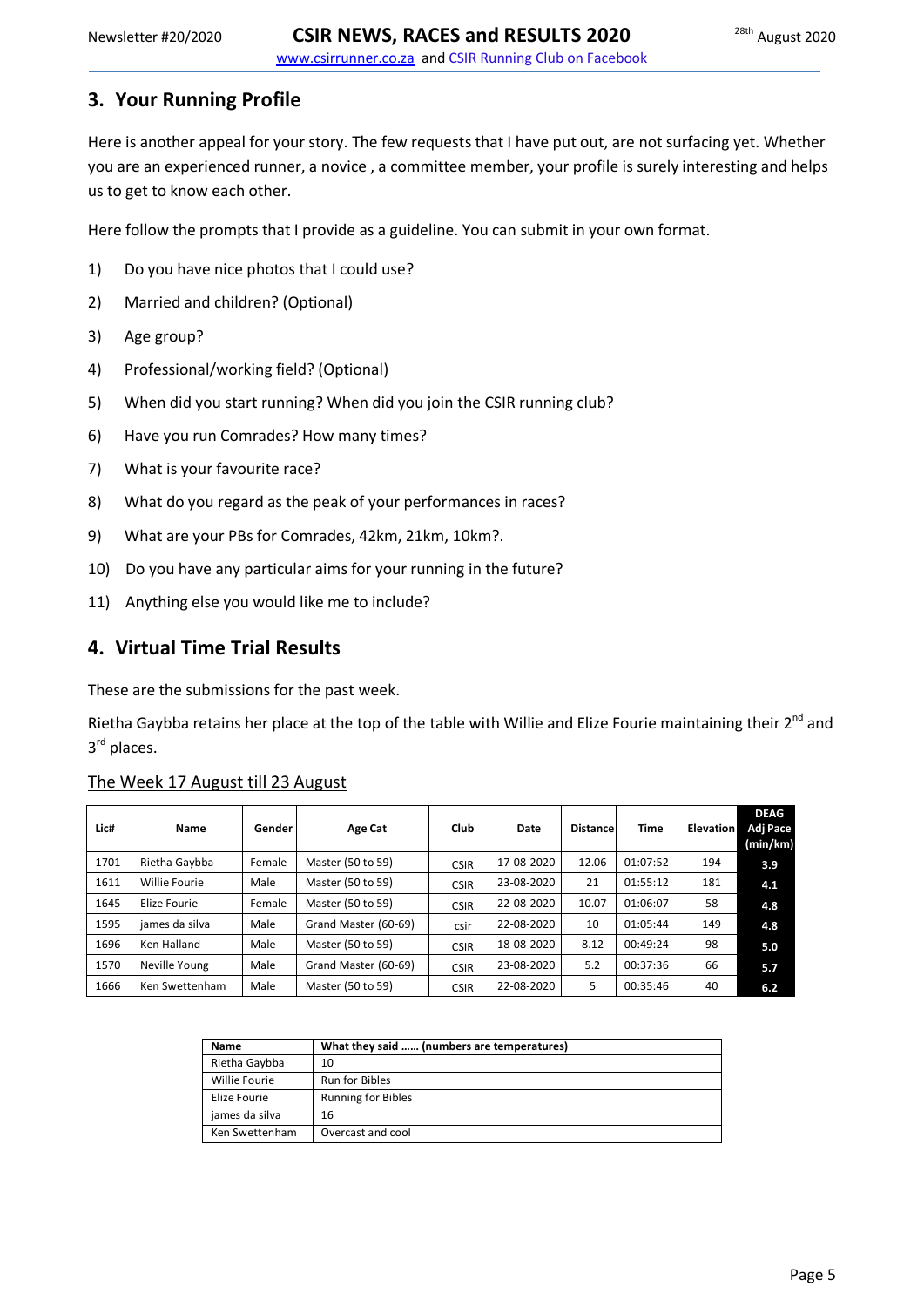## 3. Your Running Profile

Here is another appeal for your story. The few requests that I have put out, are not surfacing yet. Whether you are an experienced runner, a novice , a committee member, your profile is surely interesting and helps us to get to know each other.

Here follow the prompts that I provide as a guideline. You can submit in your own format.

1) Do you have nice photos that I could use?
2) Married and children? (Optional)
3) Age group?
4) Professional/working field? (Optional)
5) When did you start running? When did you join the CSIR running club?
6) Have you run Comrades? How many times?
7) What is your favourite race?
8) What do you regard as the peak of your performances in races?
9) What are your PBs for Comrades, 42km, 21km, 10km?.
10) Do you have any particular aims for your running in the future?
11) Anything else you would like me to include?

## 4. Virtual Time Trial Results

These are the submissions for the past week.

Rietha Gaybba retains her place at the top of the table with Willie and Elize Fourie maintaining their 2nd and 3rd places.

The Week 17 August till 23 August

| Lic# | Name | Gender | Age Cat | Club | Date | Distance | Time | Elevation | DEAG Adj Pace (min/km) |
|---|---|---|---|---|---|---|---|---|---|
| 1701 | Rietha Gaybba | Female | Master (50 to 59) | CSIR | 17-08-2020 | 12.06 | 01:07:52 | 194 | 3.9 |
| 1611 | Willie Fourie | Male | Master (50 to 59) | CSIR | 23-08-2020 | 21 | 01:55:12 | 181 | 4.1 |
| 1645 | Elize Fourie | Female | Master (50 to 59) | CSIR | 22-08-2020 | 10.07 | 01:06:07 | 58 | 4.8 |
| 1595 | james da silva | Male | Grand Master (60-69) | csir | 22-08-2020 | 10 | 01:05:44 | 149 | 4.8 |
| 1696 | Ken Halland | Male | Master (50 to 59) | CSIR | 18-08-2020 | 8.12 | 00:49:24 | 98 | 5.0 |
| 1570 | Neville Young | Male | Grand Master (60-69) | CSIR | 23-08-2020 | 5.2 | 00:37:36 | 66 | 5.7 |
| 1666 | Ken Swettenham | Male | Master (50 to 59) | CSIR | 22-08-2020 | 5 | 00:35:46 | 40 | 6.2 |

| Name | What they said …… (numbers are temperatures) |
|---|---|
| Rietha Gaybba | 10 |
| Willie Fourie | Run for Bibles |
| Elize Fourie | Running for Bibles |
| james da silva | 16 |
| Ken Swettenham | Overcast and cool |